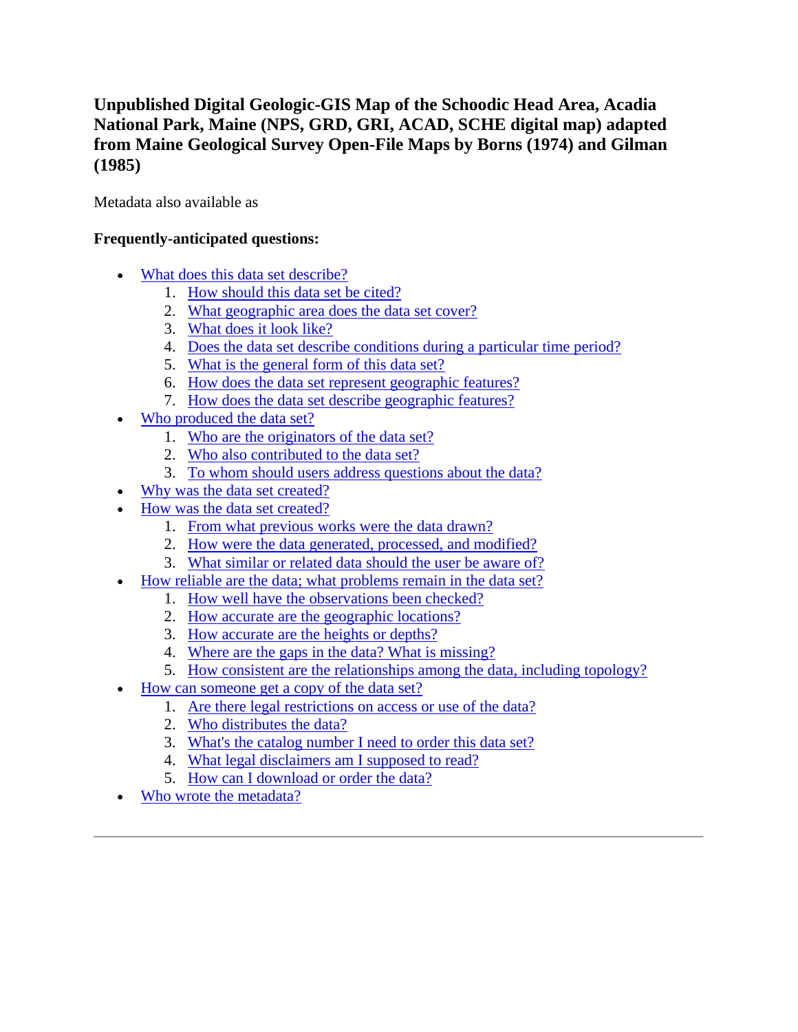# Unpublished Digital Geologic-GIS Map of the Schoodic Head Area, Acadia National Park, Maine (NPS, GRD, GRI, ACAD, SCHE digital map) adapted from Maine Geological Survey Open-File Maps by Borns (1974) and Gilman (1985)

Metadata also available as

**Frequently-anticipated questions:**

- What does this data set describe?
  1. How should this data set be cited?
  2. What geographic area does the data set cover?
  3. What does it look like?
  4. Does the data set describe conditions during a particular time period?
  5. What is the general form of this data set?
  6. How does the data set represent geographic features?
  7. How does the data set describe geographic features?
- Who produced the data set?
  1. Who are the originators of the data set?
  2. Who also contributed to the data set?
  3. To whom should users address questions about the data?
- Why was the data set created?
- How was the data set created?
  1. From what previous works were the data drawn?
  2. How were the data generated, processed, and modified?
  3. What similar or related data should the user be aware of?
- How reliable are the data; what problems remain in the data set?
  1. How well have the observations been checked?
  2. How accurate are the geographic locations?
  3. How accurate are the heights or depths?
  4. Where are the gaps in the data? What is missing?
  5. How consistent are the relationships among the data, including topology?
- How can someone get a copy of the data set?
  1. Are there legal restrictions on access or use of the data?
  2. Who distributes the data?
  3. What's the catalog number I need to order this data set?
  4. What legal disclaimers am I supposed to read?
  5. How can I download or order the data?
- Who wrote the metadata?

---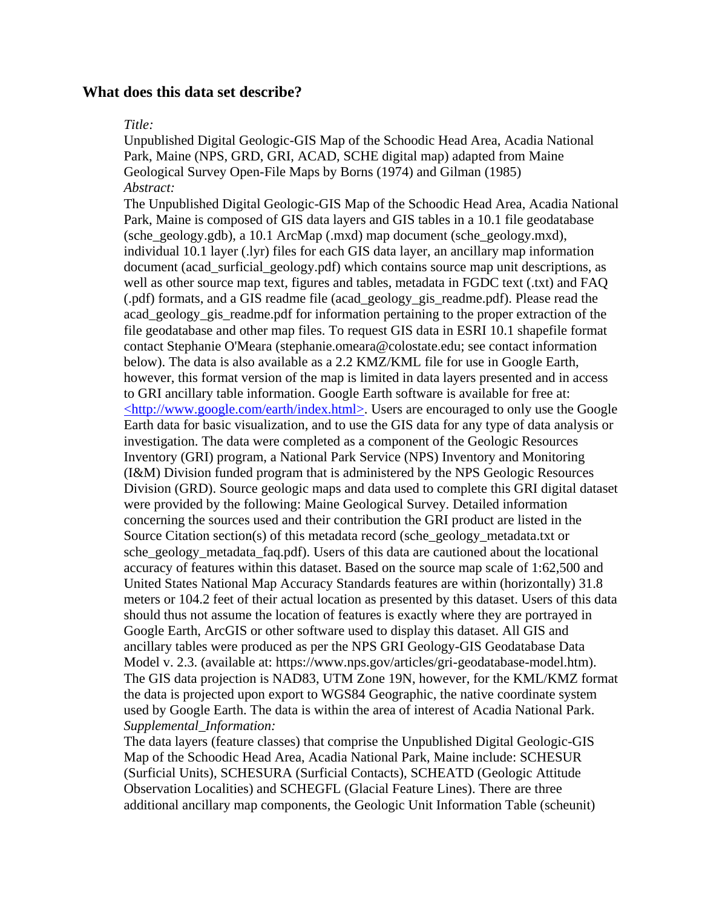## What does this data set describe?

*Title:*

Unpublished Digital Geologic-GIS Map of the Schoodic Head Area, Acadia National Park, Maine (NPS, GRD, GRI, ACAD, SCHE digital map) adapted from Maine Geological Survey Open-File Maps by Borns (1974) and Gilman (1985)

*Abstract:*

The Unpublished Digital Geologic-GIS Map of the Schoodic Head Area, Acadia National Park, Maine is composed of GIS data layers and GIS tables in a 10.1 file geodatabase (sche_geology.gdb), a 10.1 ArcMap (.mxd) map document (sche_geology.mxd), individual 10.1 layer (.lyr) files for each GIS data layer, an ancillary map information document (acad_surficial_geology.pdf) which contains source map unit descriptions, as well as other source map text, figures and tables, metadata in FGDC text (.txt) and FAQ (.pdf) formats, and a GIS readme file (acad_geology_gis_readme.pdf). Please read the acad_geology_gis_readme.pdf for information pertaining to the proper extraction of the file geodatabase and other map files. To request GIS data in ESRI 10.1 shapefile format contact Stephanie O'Meara (stephanie.omeara@colostate.edu; see contact information below). The data is also available as a 2.2 KMZ/KML file for use in Google Earth, however, this format version of the map is limited in data layers presented and in access to GRI ancillary table information. Google Earth software is available for free at: <http://www.google.com/earth/index.html>. Users are encouraged to only use the Google Earth data for basic visualization, and to use the GIS data for any type of data analysis or investigation. The data were completed as a component of the Geologic Resources Inventory (GRI) program, a National Park Service (NPS) Inventory and Monitoring (I&M) Division funded program that is administered by the NPS Geologic Resources Division (GRD). Source geologic maps and data used to complete this GRI digital dataset were provided by the following: Maine Geological Survey. Detailed information concerning the sources used and their contribution the GRI product are listed in the Source Citation section(s) of this metadata record (sche_geology_metadata.txt or sche_geology_metadata_faq.pdf). Users of this data are cautioned about the locational accuracy of features within this dataset. Based on the source map scale of 1:62,500 and United States National Map Accuracy Standards features are within (horizontally) 31.8 meters or 104.2 feet of their actual location as presented by this dataset. Users of this data should thus not assume the location of features is exactly where they are portrayed in Google Earth, ArcGIS or other software used to display this dataset. All GIS and ancillary tables were produced as per the NPS GRI Geology-GIS Geodatabase Data Model v. 2.3. (available at: https://www.nps.gov/articles/gri-geodatabase-model.htm). The GIS data projection is NAD83, UTM Zone 19N, however, for the KML/KMZ format the data is projected upon export to WGS84 Geographic, the native coordinate system used by Google Earth. The data is within the area of interest of Acadia National Park.

*Supplemental_Information:*

The data layers (feature classes) that comprise the Unpublished Digital Geologic-GIS Map of the Schoodic Head Area, Acadia National Park, Maine include: SCHESUR (Surficial Units), SCHESURA (Surficial Contacts), SCHEATD (Geologic Attitude Observation Localities) and SCHEGFL (Glacial Feature Lines). There are three additional ancillary map components, the Geologic Unit Information Table (scheunit)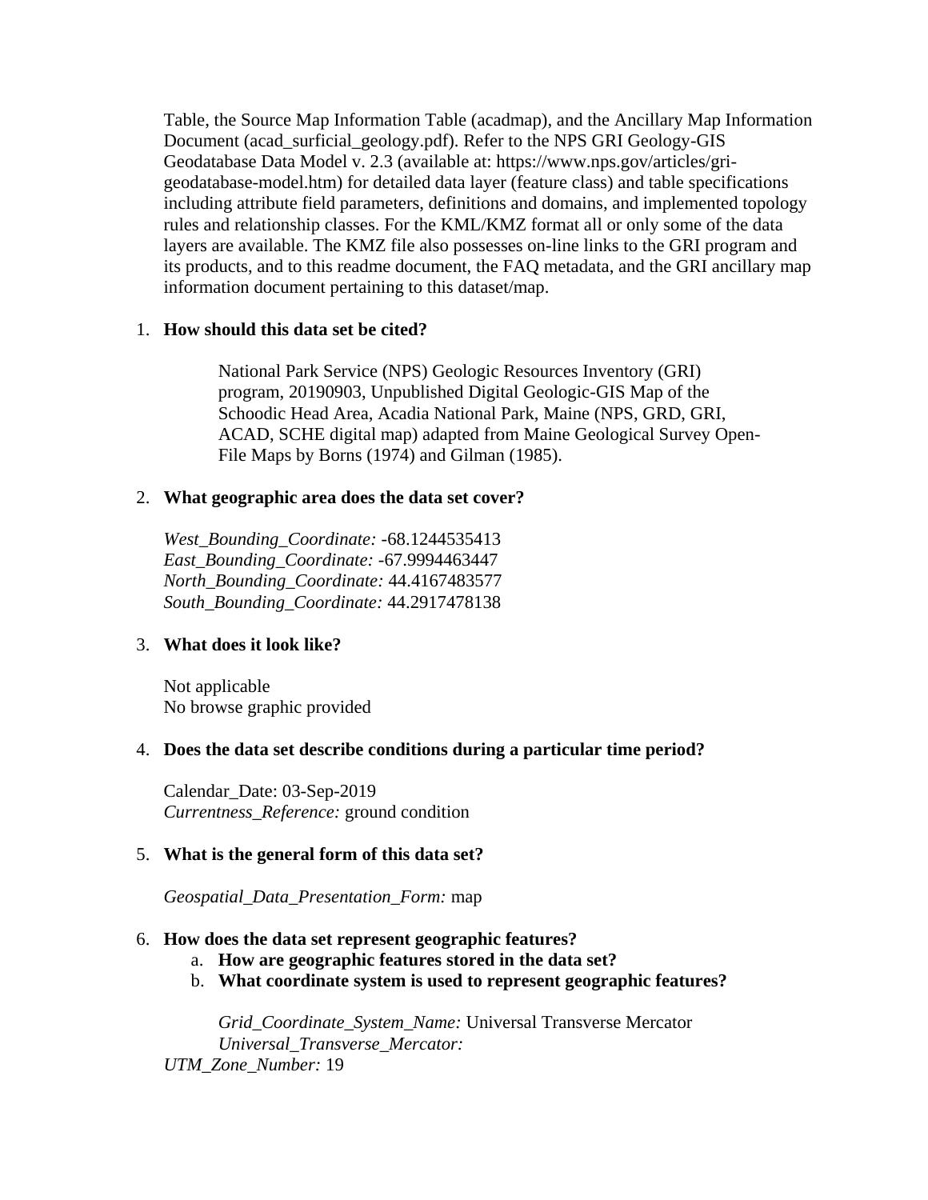Table, the Source Map Information Table (acadmap), and the Ancillary Map Information Document (acad_surficial_geology.pdf). Refer to the NPS GRI Geology-GIS Geodatabase Data Model v. 2.3 (available at: https://www.nps.gov/articles/gri-geodatabase-model.htm) for detailed data layer (feature class) and table specifications including attribute field parameters, definitions and domains, and implemented topology rules and relationship classes. For the KML/KMZ format all or only some of the data layers are available. The KMZ file also possesses on-line links to the GRI program and its products, and to this readme document, the FAQ metadata, and the GRI ancillary map information document pertaining to this dataset/map.

1. **How should this data set be cited?**

   National Park Service (NPS) Geologic Resources Inventory (GRI) program, 20190903, Unpublished Digital Geologic-GIS Map of the Schoodic Head Area, Acadia National Park, Maine (NPS, GRD, GRI, ACAD, SCHE digital map) adapted from Maine Geological Survey Open-File Maps by Borns (1974) and Gilman (1985).

2. **What geographic area does the data set cover?**

   *West_Bounding_Coordinate:* -68.1244535413
   *East_Bounding_Coordinate:* -67.9994463447
   *North_Bounding_Coordinate:* 44.4167483577
   *South_Bounding_Coordinate:* 44.2917478138

3. **What does it look like?**

   Not applicable
   No browse graphic provided

4. **Does the data set describe conditions during a particular time period?**

   Calendar_Date: 03-Sep-2019
   *Currentness_Reference:* ground condition

5. **What is the general form of this data set?**

   *Geospatial_Data_Presentation_Form:* map

6. **How does the data set represent geographic features?**
   a. **How are geographic features stored in the data set?**
   b. **What coordinate system is used to represent geographic features?**

   *Grid_Coordinate_System_Name:* Universal Transverse Mercator
   *Universal_Transverse_Mercator:*
   *UTM_Zone_Number:* 19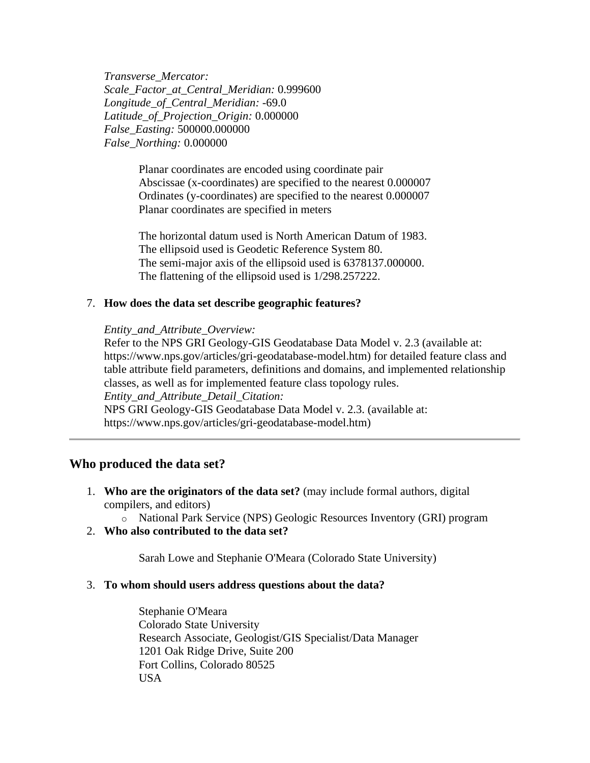*Transverse_Mercator:*
*Scale_Factor_at_Central_Meridian:* 0.999600
*Longitude_of_Central_Meridian:* -69.0
*Latitude_of_Projection_Origin:* 0.000000
*False_Easting:* 500000.000000
*False_Northing:* 0.000000

> Planar coordinates are encoded using coordinate pair
> Abscissae (x-coordinates) are specified to the nearest 0.000007
> Ordinates (y-coordinates) are specified to the nearest 0.000007
> Planar coordinates are specified in meters
>
> The horizontal datum used is North American Datum of 1983.
> The ellipsoid used is Geodetic Reference System 80.
> The semi-major axis of the ellipsoid used is 6378137.000000.
> The flattening of the ellipsoid used is 1/298.257222.

7. **How does the data set describe geographic features?**

   *Entity_and_Attribute_Overview:*
   Refer to the NPS GRI Geology-GIS Geodatabase Data Model v. 2.3 (available at: https://www.nps.gov/articles/gri-geodatabase-model.htm) for detailed feature class and table attribute field parameters, definitions and domains, and implemented relationship classes, as well as for implemented feature class topology rules.
   *Entity_and_Attribute_Detail_Citation:*
   NPS GRI Geology-GIS Geodatabase Data Model v. 2.3. (available at: https://www.nps.gov/articles/gri-geodatabase-model.htm)

---

## Who produced the data set?

1. **Who are the originators of the data set?** (may include formal authors, digital compilers, and editors)
   - National Park Service (NPS) Geologic Resources Inventory (GRI) program
2. **Who also contributed to the data set?**

   > Sarah Lowe and Stephanie O'Meara (Colorado State University)

3. **To whom should users address questions about the data?**

   > Stephanie O'Meara
   > Colorado State University
   > Research Associate, Geologist/GIS Specialist/Data Manager
   > 1201 Oak Ridge Drive, Suite 200
   > Fort Collins, Colorado 80525
   > USA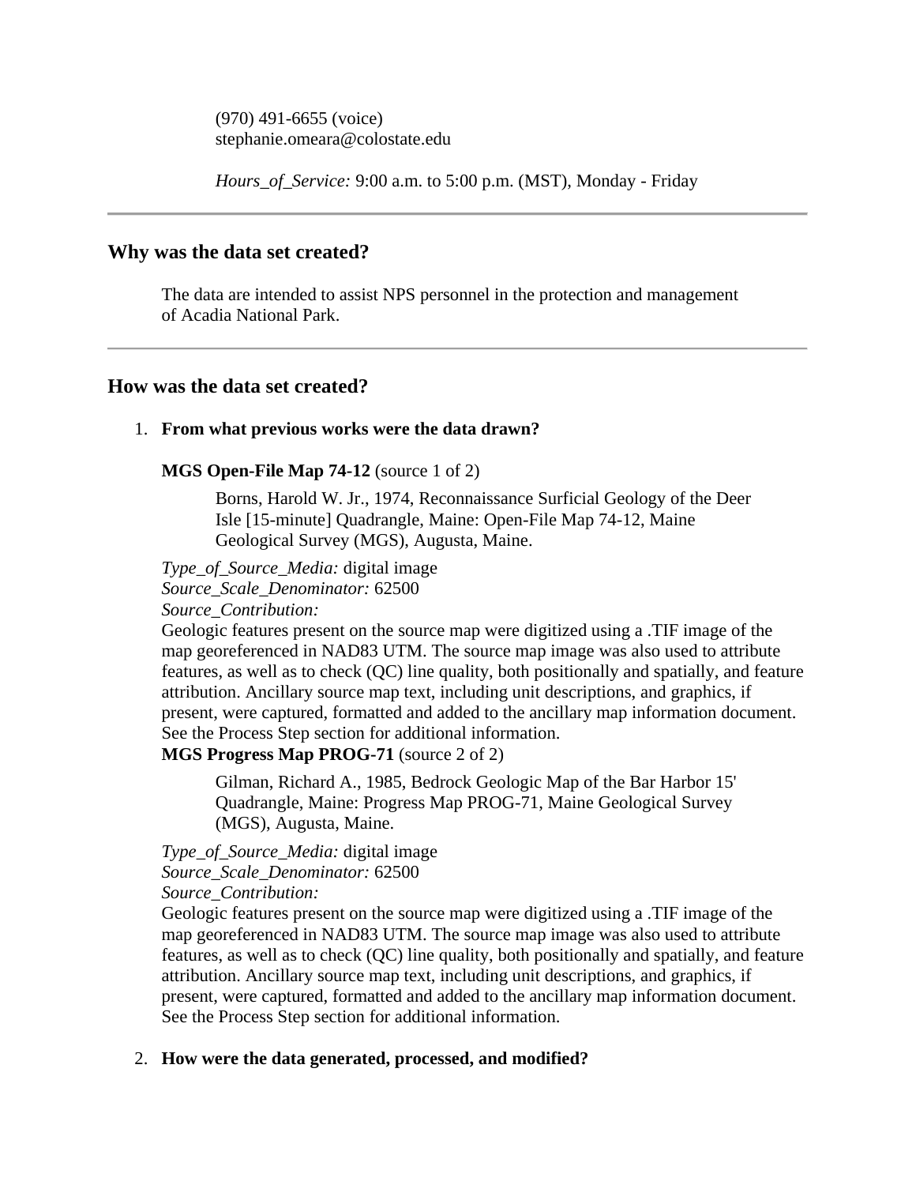(970) 491-6655 (voice)
stephanie.omeara@colostate.edu

*Hours_of_Service:* 9:00 a.m. to 5:00 p.m. (MST), Monday - Friday

---

## Why was the data set created?

The data are intended to assist NPS personnel in the protection and management of Acadia National Park.

---

## How was the data set created?

1. **From what previous works were the data drawn?**

   **MGS Open-File Map 74-12** (source 1 of 2)

   > Borns, Harold W. Jr., 1974, Reconnaissance Surficial Geology of the Deer Isle [15-minute] Quadrangle, Maine: Open-File Map 74-12, Maine Geological Survey (MGS), Augusta, Maine.

   *Type_of_Source_Media:* digital image
   *Source_Scale_Denominator:* 62500
   *Source_Contribution:*
   Geologic features present on the source map were digitized using a .TIF image of the map georeferenced in NAD83 UTM. The source map image was also used to attribute features, as well as to check (QC) line quality, both positionally and spatially, and feature attribution. Ancillary source map text, including unit descriptions, and graphics, if present, were captured, formatted and added to the ancillary map information document. See the Process Step section for additional information.

   **MGS Progress Map PROG-71** (source 2 of 2)

   > Gilman, Richard A., 1985, Bedrock Geologic Map of the Bar Harbor 15' Quadrangle, Maine: Progress Map PROG-71, Maine Geological Survey (MGS), Augusta, Maine.

   *Type_of_Source_Media:* digital image
   *Source_Scale_Denominator:* 62500
   *Source_Contribution:*
   Geologic features present on the source map were digitized using a .TIF image of the map georeferenced in NAD83 UTM. The source map image was also used to attribute features, as well as to check (QC) line quality, both positionally and spatially, and feature attribution. Ancillary source map text, including unit descriptions, and graphics, if present, were captured, formatted and added to the ancillary map information document. See the Process Step section for additional information.

2. **How were the data generated, processed, and modified?**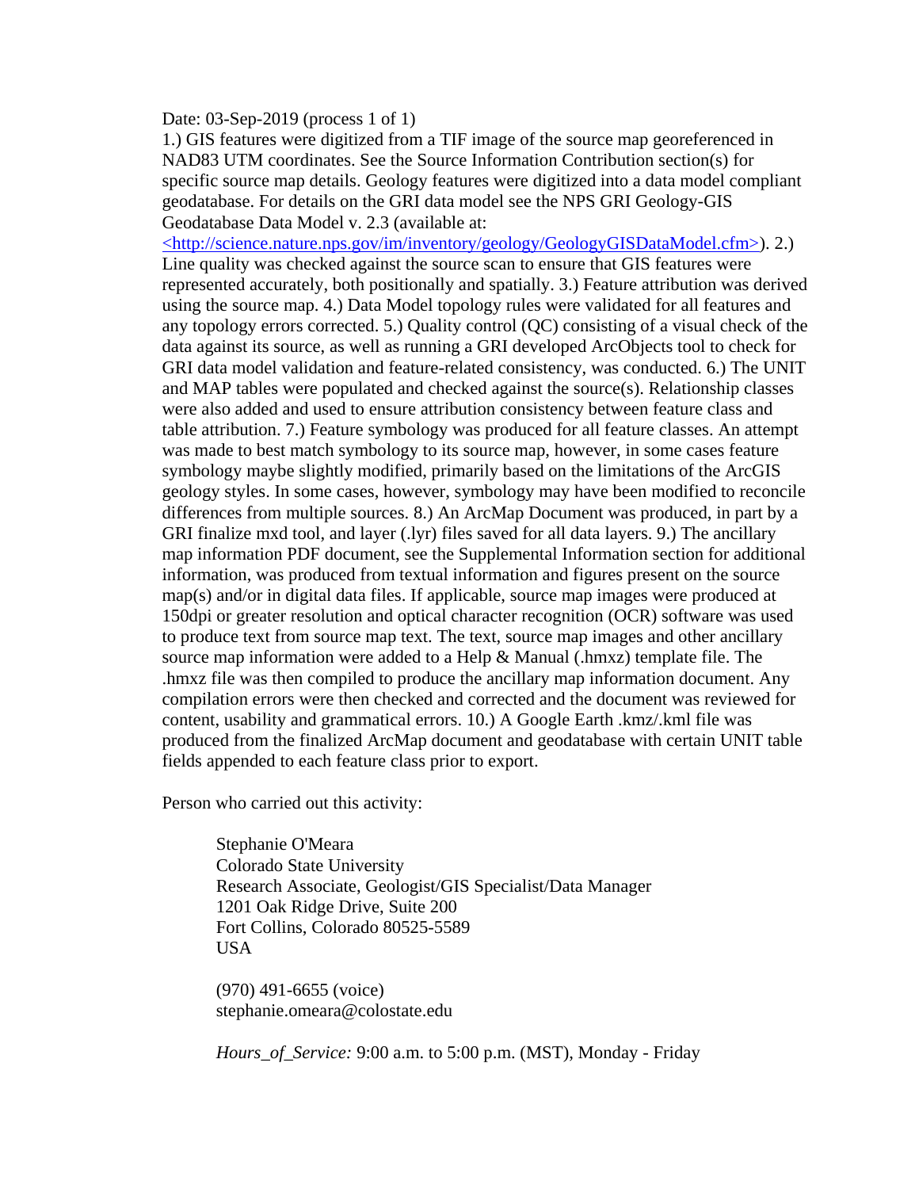Date: 03-Sep-2019 (process 1 of 1)

1.) GIS features were digitized from a TIF image of the source map georeferenced in NAD83 UTM coordinates. See the Source Information Contribution section(s) for specific source map details. Geology features were digitized into a data model compliant geodatabase. For details on the GRI data model see the NPS GRI Geology-GIS Geodatabase Data Model v. 2.3 (available at: <http://science.nature.nps.gov/im/inventory/geology/GeologyGISDataModel.cfm>). 2.) Line quality was checked against the source scan to ensure that GIS features were represented accurately, both positionally and spatially. 3.) Feature attribution was derived using the source map. 4.) Data Model topology rules were validated for all features and any topology errors corrected. 5.) Quality control (QC) consisting of a visual check of the data against its source, as well as running a GRI developed ArcObjects tool to check for GRI data model validation and feature-related consistency, was conducted. 6.) The UNIT and MAP tables were populated and checked against the source(s). Relationship classes were also added and used to ensure attribution consistency between feature class and table attribution. 7.) Feature symbology was produced for all feature classes. An attempt was made to best match symbology to its source map, however, in some cases feature symbology maybe slightly modified, primarily based on the limitations of the ArcGIS geology styles. In some cases, however, symbology may have been modified to reconcile differences from multiple sources. 8.) An ArcMap Document was produced, in part by a GRI finalize mxd tool, and layer (.lyr) files saved for all data layers. 9.) The ancillary map information PDF document, see the Supplemental Information section for additional information, was produced from textual information and figures present on the source map(s) and/or in digital data files. If applicable, source map images were produced at 150dpi or greater resolution and optical character recognition (OCR) software was used to produce text from source map text. The text, source map images and other ancillary source map information were added to a Help & Manual (.hmxz) template file. The .hmxz file was then compiled to produce the ancillary map information document. Any compilation errors were then checked and corrected and the document was reviewed for content, usability and grammatical errors. 10.) A Google Earth .kmz/.kml file was produced from the finalized ArcMap document and geodatabase with certain UNIT table fields appended to each feature class prior to export.

Person who carried out this activity:

> Stephanie O'Meara
> Colorado State University
> Research Associate, Geologist/GIS Specialist/Data Manager
> 1201 Oak Ridge Drive, Suite 200
> Fort Collins, Colorado 80525-5589
> USA
>
> (970) 491-6655 (voice)
> stephanie.omeara@colostate.edu
>
> *Hours_of_Service:* 9:00 a.m. to 5:00 p.m. (MST), Monday - Friday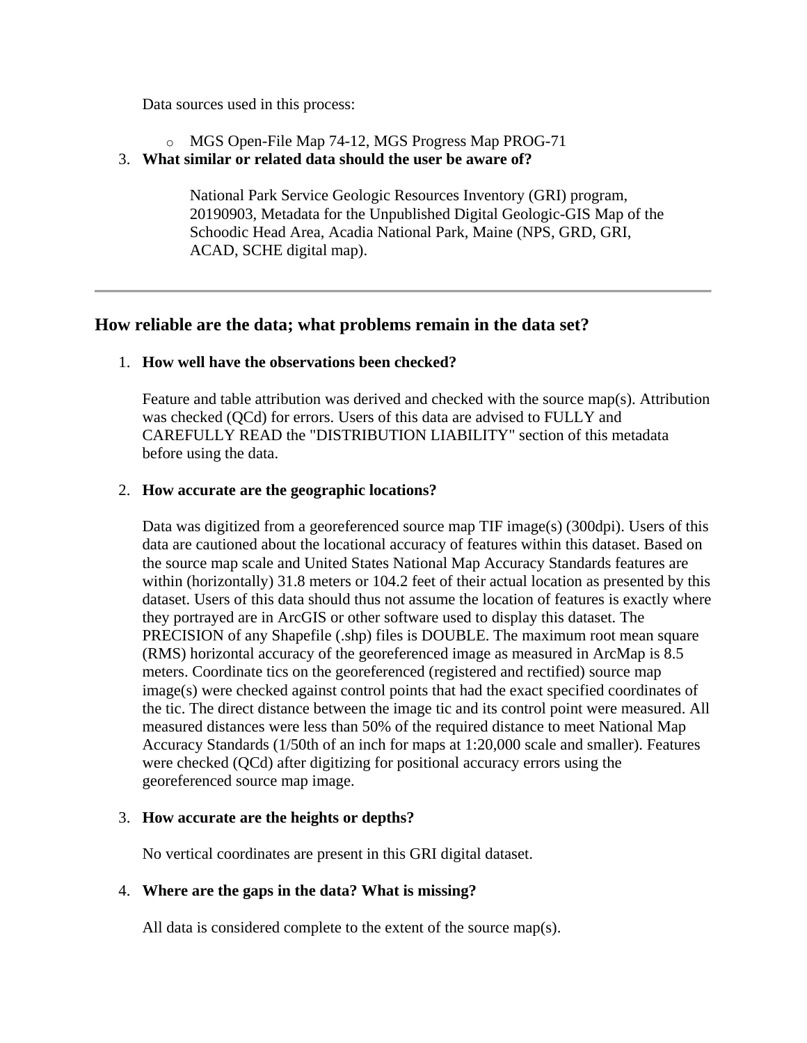Data sources used in this process:

- MGS Open-File Map 74-12, MGS Progress Map PROG-71

3. **What similar or related data should the user be aware of?**

   National Park Service Geologic Resources Inventory (GRI) program, 20190903, Metadata for the Unpublished Digital Geologic-GIS Map of the Schoodic Head Area, Acadia National Park, Maine (NPS, GRD, GRI, ACAD, SCHE digital map).

---

## How reliable are the data; what problems remain in the data set?

1. **How well have the observations been checked?**

   Feature and table attribution was derived and checked with the source map(s). Attribution was checked (QCd) for errors. Users of this data are advised to FULLY and CAREFULLY READ the "DISTRIBUTION LIABILITY" section of this metadata before using the data.

2. **How accurate are the geographic locations?**

   Data was digitized from a georeferenced source map TIF image(s) (300dpi). Users of this data are cautioned about the locational accuracy of features within this dataset. Based on the source map scale and United States National Map Accuracy Standards features are within (horizontally) 31.8 meters or 104.2 feet of their actual location as presented by this dataset. Users of this data should thus not assume the location of features is exactly where they portrayed are in ArcGIS or other software used to display this dataset. The PRECISION of any Shapefile (.shp) files is DOUBLE. The maximum root mean square (RMS) horizontal accuracy of the georeferenced image as measured in ArcMap is 8.5 meters. Coordinate tics on the georeferenced (registered and rectified) source map image(s) were checked against control points that had the exact specified coordinates of the tic. The direct distance between the image tic and its control point were measured. All measured distances were less than 50% of the required distance to meet National Map Accuracy Standards (1/50th of an inch for maps at 1:20,000 scale and smaller). Features were checked (QCd) after digitizing for positional accuracy errors using the georeferenced source map image.

3. **How accurate are the heights or depths?**

   No vertical coordinates are present in this GRI digital dataset.

4. **Where are the gaps in the data? What is missing?**

   All data is considered complete to the extent of the source map(s).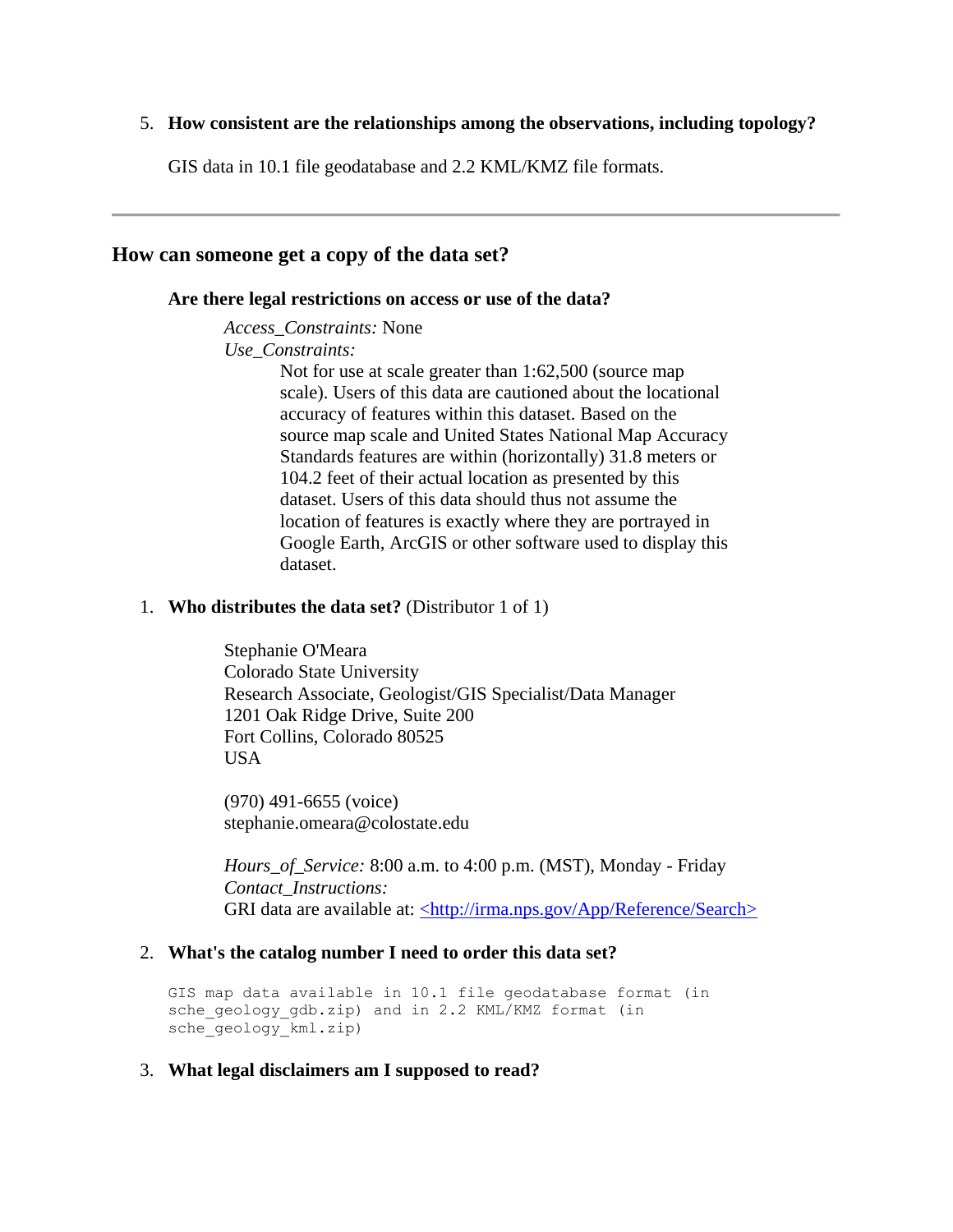5. **How consistent are the relationships among the observations, including topology?**

   GIS data in 10.1 file geodatabase and 2.2 KML/KMZ file formats.

---

## How can someone get a copy of the data set?

**Are there legal restrictions on access or use of the data?**

*Access_Constraints:* None
*Use_Constraints:*
Not for use at scale greater than 1:62,500 (source map scale). Users of this data are cautioned about the locational accuracy of features within this dataset. Based on the source map scale and United States National Map Accuracy Standards features are within (horizontally) 31.8 meters or 104.2 feet of their actual location as presented by this dataset. Users of this data should thus not assume the location of features is exactly where they are portrayed in Google Earth, ArcGIS or other software used to display this dataset.

1. **Who distributes the data set?** (Distributor 1 of 1)

   Stephanie O'Meara
   Colorado State University
   Research Associate, Geologist/GIS Specialist/Data Manager
   1201 Oak Ridge Drive, Suite 200
   Fort Collins, Colorado 80525
   USA

   (970) 491-6655 (voice)
   stephanie.omeara@colostate.edu

   *Hours_of_Service:* 8:00 a.m. to 4:00 p.m. (MST), Monday - Friday
   *Contact_Instructions:*
   GRI data are available at: <http://irma.nps.gov/App/Reference/Search>

2. **What's the catalog number I need to order this data set?**

   ```
   GIS map data available in 10.1 file geodatabase format (in
   sche_geology_gdb.zip) and in 2.2 KML/KMZ format (in
   sche_geology_kml.zip)
   ```

3. **What legal disclaimers am I supposed to read?**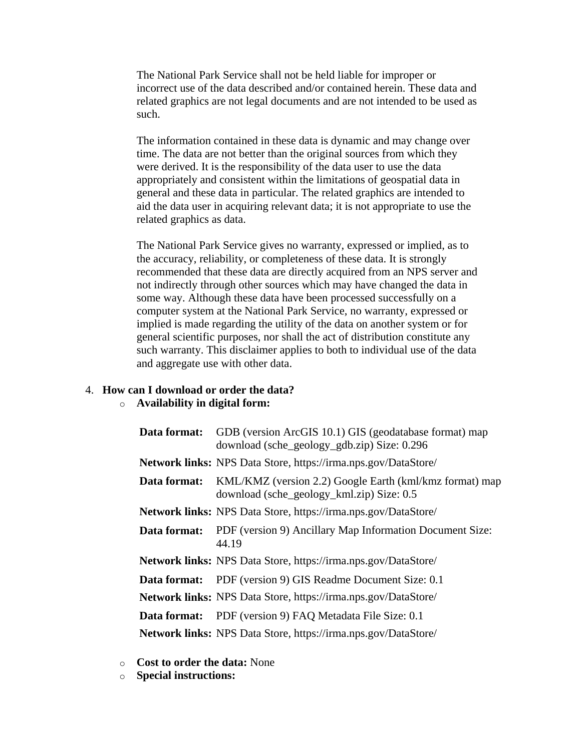The National Park Service shall not be held liable for improper or incorrect use of the data described and/or contained herein. These data and related graphics are not legal documents and are not intended to be used as such.

The information contained in these data is dynamic and may change over time. The data are not better than the original sources from which they were derived. It is the responsibility of the data user to use the data appropriately and consistent within the limitations of geospatial data in general and these data in particular. The related graphics are intended to aid the data user in acquiring relevant data; it is not appropriate to use the related graphics as data.

The National Park Service gives no warranty, expressed or implied, as to the accuracy, reliability, or completeness of these data. It is strongly recommended that these data are directly acquired from an NPS server and not indirectly through other sources which may have changed the data in some way. Although these data have been processed successfully on a computer system at the National Park Service, no warranty, expressed or implied is made regarding the utility of the data on another system or for general scientific purposes, nor shall the act of distribution constitute any such warranty. This disclaimer applies to both to individual use of the data and aggregate use with other data.

4. **How can I download or order the data?**
   - **Availability in digital form:**

| | |
|---|---|
| **Data format:** | GDB (version ArcGIS 10.1) GIS (geodatabase format) map download (sche_geology_gdb.zip) Size: 0.296 |
| **Network links:** | NPS Data Store, https://irma.nps.gov/DataStore/ |
| **Data format:** | KML/KMZ (version 2.2) Google Earth (kml/kmz format) map download (sche_geology_kml.zip) Size: 0.5 |
| **Network links:** | NPS Data Store, https://irma.nps.gov/DataStore/ |
| **Data format:** | PDF (version 9) Ancillary Map Information Document Size: 44.19 |
| **Network links:** | NPS Data Store, https://irma.nps.gov/DataStore/ |
| **Data format:** | PDF (version 9) GIS Readme Document Size: 0.1 |
| **Network links:** | NPS Data Store, https://irma.nps.gov/DataStore/ |
| **Data format:** | PDF (version 9) FAQ Metadata File Size: 0.1 |
| **Network links:** | NPS Data Store, https://irma.nps.gov/DataStore/ |

   - **Cost to order the data:** None
   - **Special instructions:**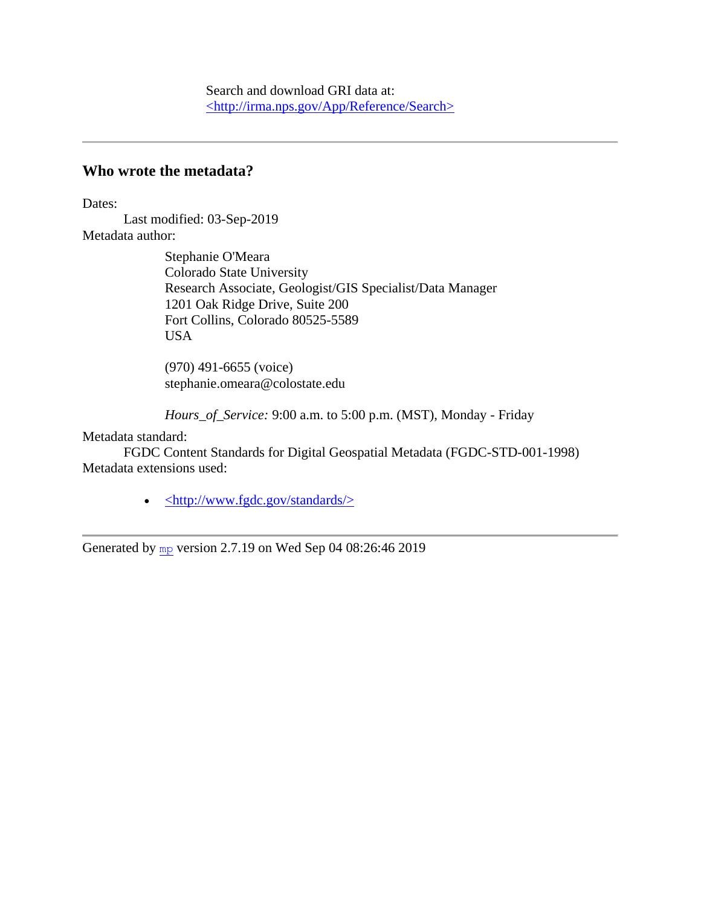Search and download GRI data at:
<http://irma.nps.gov/App/Reference/Search>

---

## Who wrote the metadata?

Dates:
    Last modified: 03-Sep-2019
Metadata author:

Stephanie O'Meara
Colorado State University
Research Associate, Geologist/GIS Specialist/Data Manager
1201 Oak Ridge Drive, Suite 200
Fort Collins, Colorado 80525-5589
USA

(970) 491-6655 (voice)
stephanie.omeara@colostate.edu

*Hours_of_Service:* 9:00 a.m. to 5:00 p.m. (MST), Monday - Friday

Metadata standard:
    FGDC Content Standards for Digital Geospatial Metadata (FGDC-STD-001-1998)
Metadata extensions used:

- <http://www.fgdc.gov/standards/>

---

Generated by mp version 2.7.19 on Wed Sep 04 08:26:46 2019